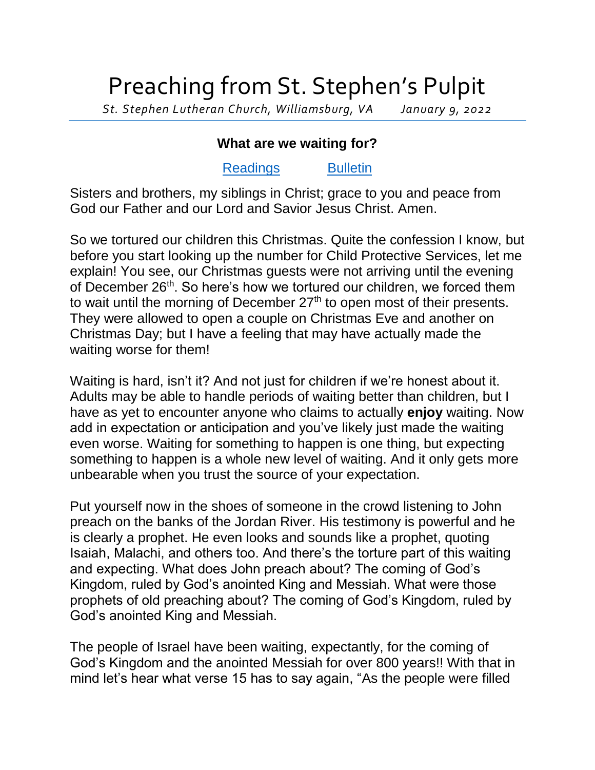# Preaching from St. Stephen's Pulpit

*St. Stephen Lutheran Church, Williamsburg, VA January 9, 2022*

### What are we waiting for?

Readings Bulletin

Sisters and brothers, my siblings in Christ; grace to you and peace from God our Father and our Lord and Savior Jesus Christ. Amen.

So we tortured our children this Christmas. Quite the confession I know, but before you start looking up the number for Child Protective Services, let me explain! You see, our Christmas guests were not arriving until the evening of December 26th. So here's how we tortured our children, we forced them to wait until the morning of December 27th to open most of their presents. They were allowed to open a couple on Christmas Eve and another on Christmas Day; but I have a feeling that may have actually made the waiting worse for them!

Waiting is hard, isn't it? And not just for children if we're honest about it. Adults may be able to handle periods of waiting better than children, but I have as yet to encounter anyone who claims to actually **enjoy** waiting. Now add in expectation or anticipation and you've likely just made the waiting even worse. Waiting for something to happen is one thing, but expecting something to happen is a whole new level of waiting. And it only gets more unbearable when you trust the source of your expectation.

Put yourself now in the shoes of someone in the crowd listening to John preach on the banks of the Jordan River. His testimony is powerful and he is clearly a prophet. He even looks and sounds like a prophet, quoting Isaiah, Malachi, and others too. And there's the torture part of this waiting and expecting. What does John preach about? The coming of God's Kingdom, ruled by God's anointed King and Messiah. What were those prophets of old preaching about? The coming of God's Kingdom, ruled by God's anointed King and Messiah.

The people of Israel have been waiting, expectantly, for the coming of God's Kingdom and the anointed Messiah for over 800 years!! With that in mind let's hear what verse 15 has to say again, "As the people were filled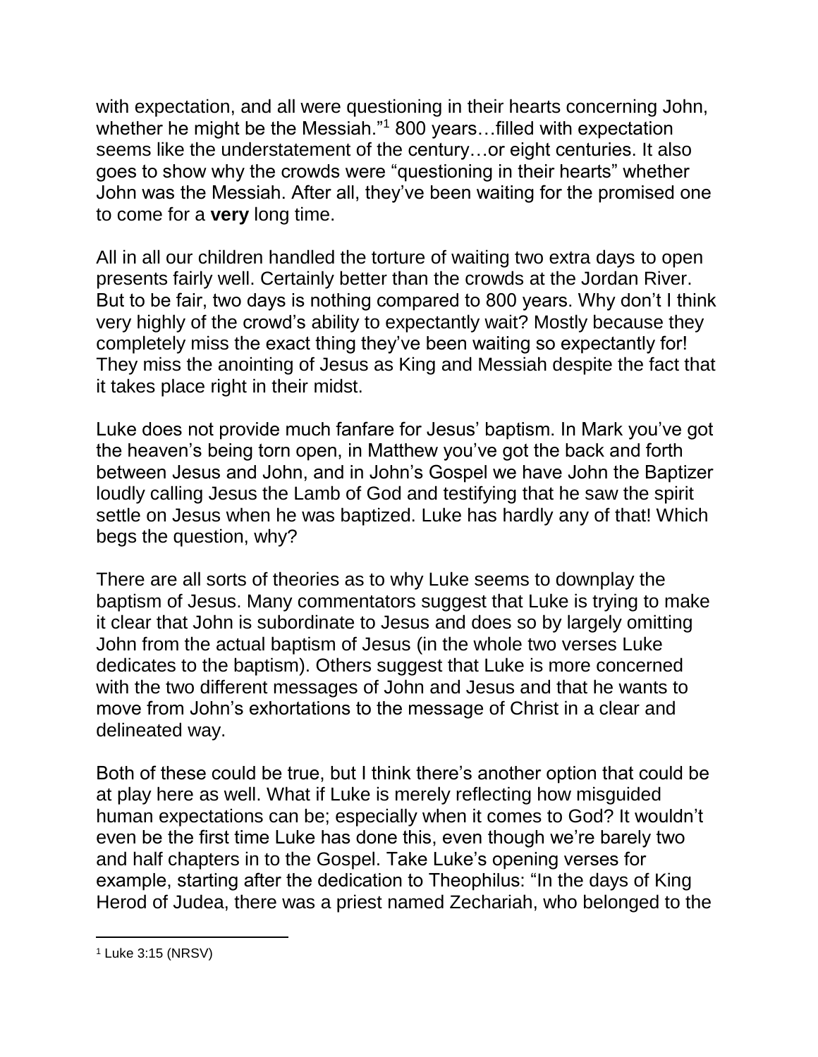with expectation, and all were questioning in their hearts concerning John, whether he might be the Messiah."[1] 800 years…filled with expectation seems like the understatement of the century…or eight centuries. It also goes to show why the crowds were "questioning in their hearts" whether John was the Messiah. After all, they've been waiting for the promised one to come for a **very** long time.

All in all our children handled the torture of waiting two extra days to open presents fairly well. Certainly better than the crowds at the Jordan River. But to be fair, two days is nothing compared to 800 years. Why don't I think very highly of the crowd's ability to expectantly wait? Mostly because they completely miss the exact thing they've been waiting so expectantly for! They miss the anointing of Jesus as King and Messiah despite the fact that it takes place right in their midst.

Luke does not provide much fanfare for Jesus' baptism. In Mark you've got the heaven's being torn open, in Matthew you've got the back and forth between Jesus and John, and in John's Gospel we have John the Baptizer loudly calling Jesus the Lamb of God and testifying that he saw the spirit settle on Jesus when he was baptized. Luke has hardly any of that! Which begs the question, why?

There are all sorts of theories as to why Luke seems to downplay the baptism of Jesus. Many commentators suggest that Luke is trying to make it clear that John is subordinate to Jesus and does so by largely omitting John from the actual baptism of Jesus (in the whole two verses Luke dedicates to the baptism). Others suggest that Luke is more concerned with the two different messages of John and Jesus and that he wants to move from John's exhortations to the message of Christ in a clear and delineated way.

Both of these could be true, but I think there's another option that could be at play here as well. What if Luke is merely reflecting how misguided human expectations can be; especially when it comes to God? It wouldn't even be the first time Luke has done this, even though we're barely two and half chapters in to the Gospel. Take Luke's opening verses for example, starting after the dedication to Theophilus: "In the days of King Herod of Judea, there was a priest named Zechariah, who belonged to the

---

[1] Luke 3:15 (NRSV)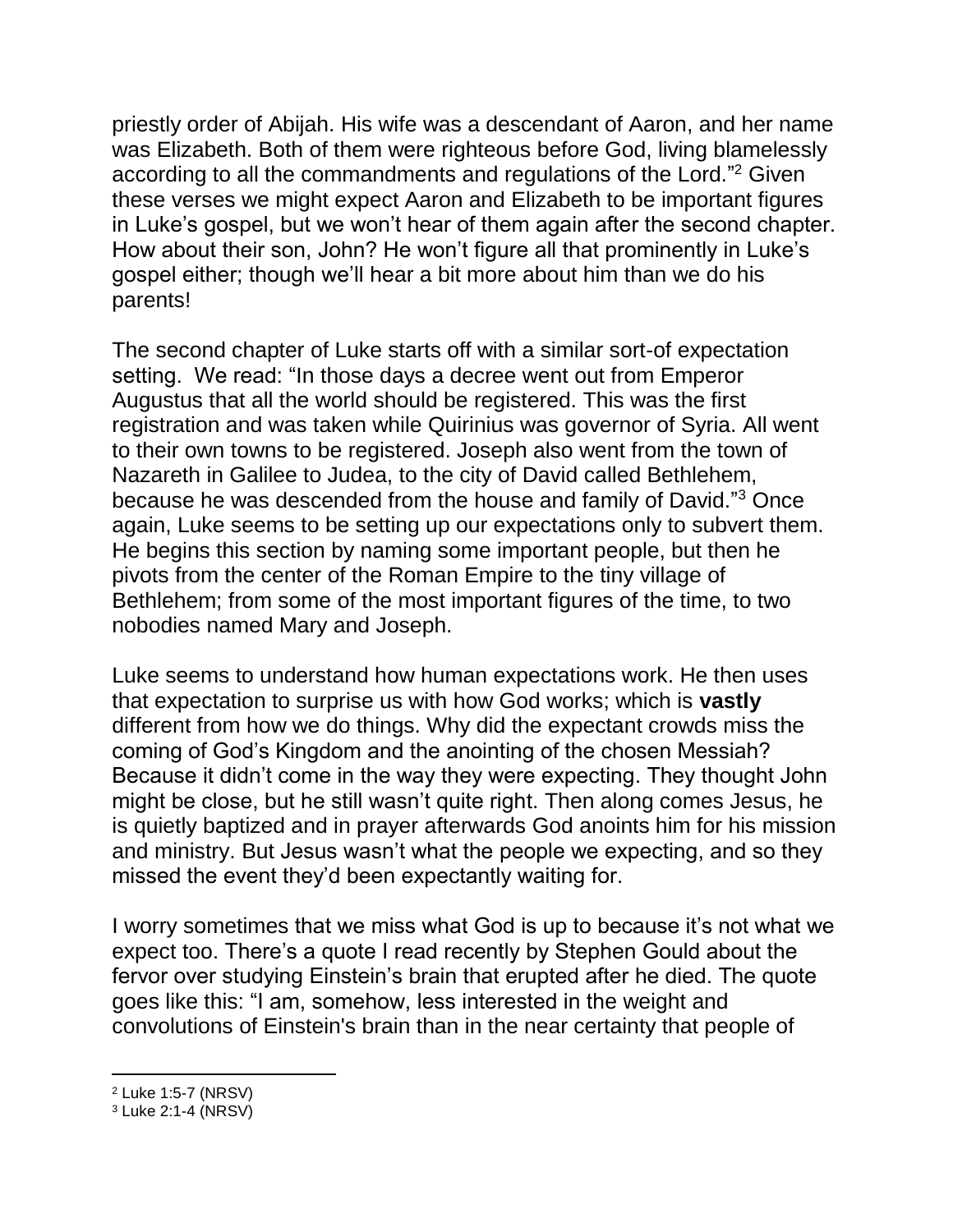priestly order of Abijah. His wife was a descendant of Aaron, and her name was Elizabeth. Both of them were righteous before God, living blamelessly according to all the commandments and regulations of the Lord."[2] Given these verses we might expect Aaron and Elizabeth to be important figures in Luke's gospel, but we won't hear of them again after the second chapter. How about their son, John? He won't figure all that prominently in Luke's gospel either; though we'll hear a bit more about him than we do his parents!

The second chapter of Luke starts off with a similar sort-of expectation setting. We read: "In those days a decree went out from Emperor Augustus that all the world should be registered. This was the first registration and was taken while Quirinius was governor of Syria. All went to their own towns to be registered. Joseph also went from the town of Nazareth in Galilee to Judea, to the city of David called Bethlehem, because he was descended from the house and family of David."[3] Once again, Luke seems to be setting up our expectations only to subvert them. He begins this section by naming some important people, but then he pivots from the center of the Roman Empire to the tiny village of Bethlehem; from some of the most important figures of the time, to two nobodies named Mary and Joseph.

Luke seems to understand how human expectations work. He then uses that expectation to surprise us with how God works; which is **vastly** different from how we do things. Why did the expectant crowds miss the coming of God's Kingdom and the anointing of the chosen Messiah? Because it didn't come in the way they were expecting. They thought John might be close, but he still wasn't quite right. Then along comes Jesus, he is quietly baptized and in prayer afterwards God anoints him for his mission and ministry. But Jesus wasn't what the people we expecting, and so they missed the event they'd been expectantly waiting for.

I worry sometimes that we miss what God is up to because it's not what we expect too. There's a quote I read recently by Stephen Gould about the fervor over studying Einstein's brain that erupted after he died. The quote goes like this: "I am, somehow, less interested in the weight and convolutions of Einstein's brain than in the near certainty that people of

---

[2] Luke 1:5-7 (NRSV)

[3] Luke 2:1-4 (NRSV)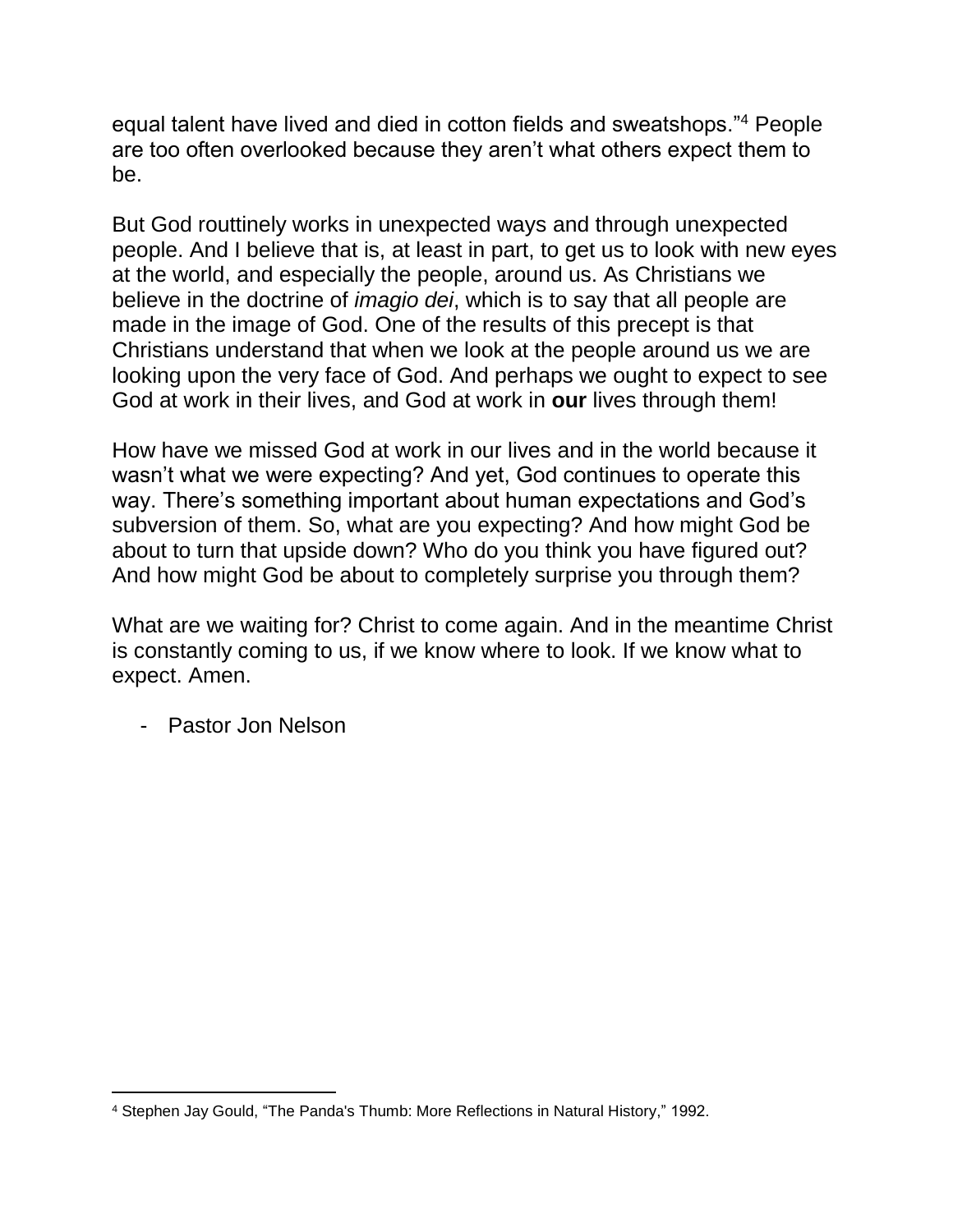equal talent have lived and died in cotton fields and sweatshops."[4] People are too often overlooked because they aren't what others expect them to be.

But God routtinely works in unexpected ways and through unexpected people. And I believe that is, at least in part, to get us to look with new eyes at the world, and especially the people, around us. As Christians we believe in the doctrine of *imagio dei*, which is to say that all people are made in the image of God. One of the results of this precept is that Christians understand that when we look at the people around us we are looking upon the very face of God. And perhaps we ought to expect to see God at work in their lives, and God at work in **our** lives through them!

How have we missed God at work in our lives and in the world because it wasn't what we were expecting? And yet, God continues to operate this way. There's something important about human expectations and God's subversion of them. So, what are you expecting? And how might God be about to turn that upside down? Who do you think you have figured out? And how might God be about to completely surprise you through them?

What are we waiting for? Christ to come again. And in the meantime Christ is constantly coming to us, if we know where to look. If we know what to expect. Amen.

- Pastor Jon Nelson

---

[4] Stephen Jay Gould, "The Panda's Thumb: More Reflections in Natural History," 1992.